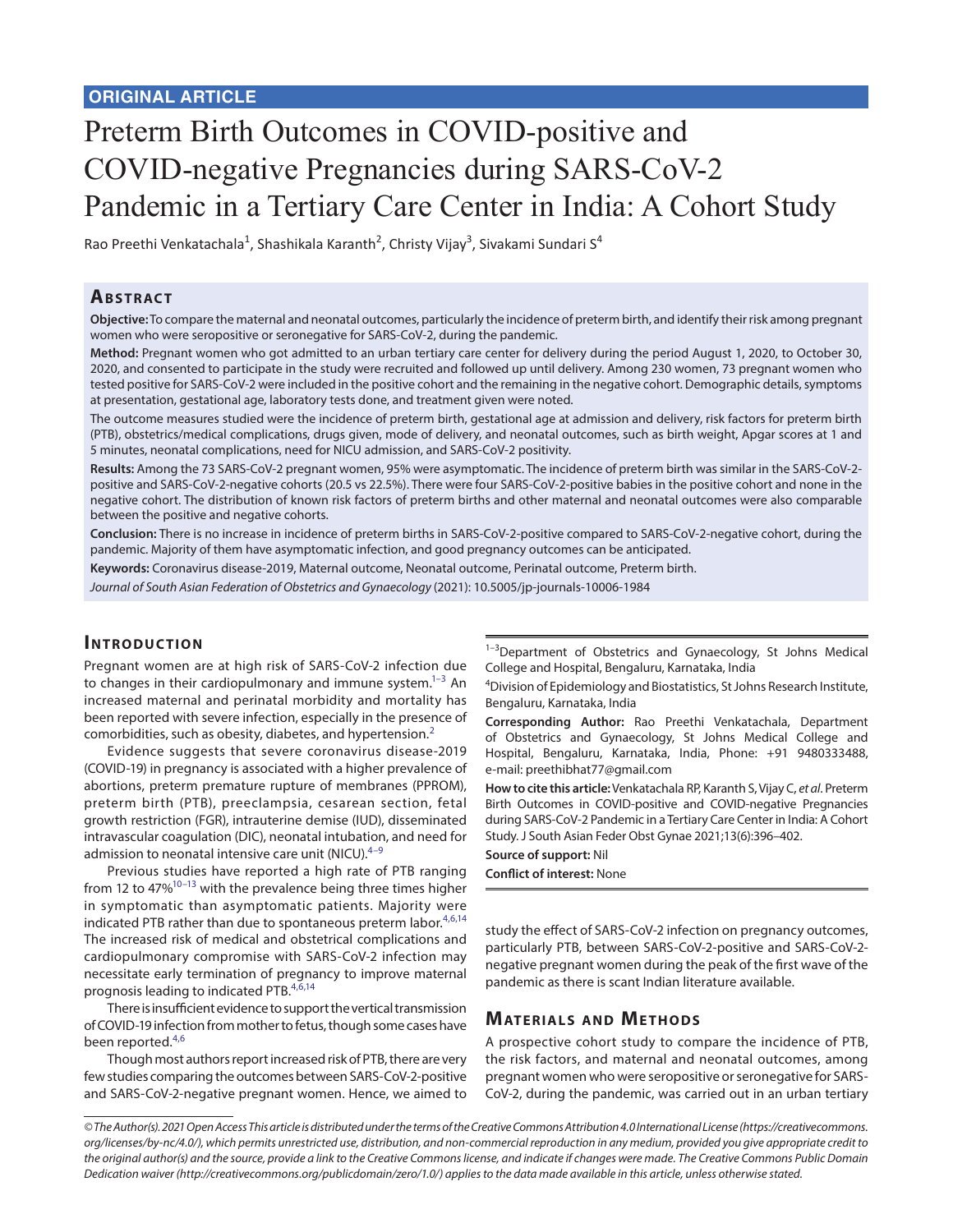ORIGINAL ARTICLE

# Preterm Birth Outcomes in COVID-positive and COVID-negative Pregnancies during SARS-CoV-2 Pandemic in a Tertiary Care Center in India: A Cohort Study

Rao Preethi Venkatachala[1], Shashikala Karanth[2], Christy Vijay[3], Sivakami Sundari S[4]

## Abstract

**Objective:** To compare the maternal and neonatal outcomes, particularly the incidence of preterm birth, and identify their risk among pregnant women who were seropositive or seronegative for SARS-CoV-2, during the pandemic.

**Method:** Pregnant women who got admitted to an urban tertiary care center for delivery during the period August 1, 2020, to October 30, 2020, and consented to participate in the study were recruited and followed up until delivery. Among 230 women, 73 pregnant women who tested positive for SARS-CoV-2 were included in the positive cohort and the remaining in the negative cohort. Demographic details, symptoms at presentation, gestational age, laboratory tests done, and treatment given were noted.

The outcome measures studied were the incidence of preterm birth, gestational age at admission and delivery, risk factors for preterm birth (PTB), obstetrics/medical complications, drugs given, mode of delivery, and neonatal outcomes, such as birth weight, Apgar scores at 1 and 5 minutes, neonatal complications, need for NICU admission, and SARS-CoV-2 positivity.

**Results:** Among the 73 SARS-CoV-2 pregnant women, 95% were asymptomatic. The incidence of preterm birth was similar in the SARS-CoV-2-positive and SARS-CoV-2-negative cohorts (20.5 vs 22.5%). There were four SARS-CoV-2-positive babies in the positive cohort and none in the negative cohort. The distribution of known risk factors of preterm births and other maternal and neonatal outcomes were also comparable between the positive and negative cohorts.

**Conclusion:** There is no increase in incidence of preterm births in SARS-CoV-2-positive compared to SARS-CoV-2-negative cohort, during the pandemic. Majority of them have asymptomatic infection, and good pregnancy outcomes can be anticipated.

**Keywords:** Coronavirus disease-2019, Maternal outcome, Neonatal outcome, Perinatal outcome, Preterm birth.

*Journal of South Asian Federation of Obstetrics and Gynaecology* (2021): 10.5005/jp-journals-10006-1984

## Introduction

Pregnant women are at high risk of SARS-CoV-2 infection due to changes in their cardiopulmonary and immune system.[1–3] An increased maternal and perinatal morbidity and mortality has been reported with severe infection, especially in the presence of comorbidities, such as obesity, diabetes, and hypertension.[2]

Evidence suggests that severe coronavirus disease-2019 (COVID-19) in pregnancy is associated with a higher prevalence of abortions, preterm premature rupture of membranes (PPROM), preterm birth (PTB), preeclampsia, cesarean section, fetal growth restriction (FGR), intrauterine demise (IUD), disseminated intravascular coagulation (DIC), neonatal intubation, and need for admission to neonatal intensive care unit (NICU).[4–9]

Previous studies have reported a high rate of PTB ranging from 12 to 47%[10–13] with the prevalence being three times higher in symptomatic than asymptomatic patients. Majority were indicated PTB rather than due to spontaneous preterm labor.[4,6,14] The increased risk of medical and obstetrical complications and cardiopulmonary compromise with SARS-CoV-2 infection may necessitate early termination of pregnancy to improve maternal prognosis leading to indicated PTB.[4,6,14]

There is insufficient evidence to support the vertical transmission of COVID-19 infection from mother to fetus, though some cases have been reported.[4,6]

Though most authors report increased risk of PTB, there are very few studies comparing the outcomes between SARS-CoV-2-positive and SARS-CoV-2-negative pregnant women. Hence, we aimed to study the effect of SARS-CoV-2 infection on pregnancy outcomes, particularly PTB, between SARS-CoV-2-positive and SARS-CoV-2-negative pregnant women during the peak of the first wave of the pandemic as there is scant Indian literature available.

[1–3]Department of Obstetrics and Gynaecology, St Johns Medical College and Hospital, Bengaluru, Karnataka, India

[4]Division of Epidemiology and Biostatistics, St Johns Research Institute, Bengaluru, Karnataka, India

**Corresponding Author:** Rao Preethi Venkatachala, Department of Obstetrics and Gynaecology, St Johns Medical College and Hospital, Bengaluru, Karnataka, India, Phone: +91 9480333488, e-mail: preethibhat77@gmail.com

**How to cite this article:** Venkatachala RP, Karanth S, Vijay C, *et al*. Preterm Birth Outcomes in COVID-positive and COVID-negative Pregnancies during SARS-CoV-2 Pandemic in a Tertiary Care Center in India: A Cohort Study. J South Asian Feder Obst Gynae 2021;13(6):396–402.

**Source of support:** Nil

**Conflict of interest:** None

## Materials and Methods

A prospective cohort study to compare the incidence of PTB, the risk factors, and maternal and neonatal outcomes, among pregnant women who were seropositive or seronegative for SARS-CoV-2, during the pandemic, was carried out in an urban tertiary

*© The Author(s). 2021 Open Access This article is distributed under the terms of the Creative Commons Attribution 4.0 International License (https://creativecommons.org/licenses/by-nc/4.0/), which permits unrestricted use, distribution, and non-commercial reproduction in any medium, provided you give appropriate credit to the original author(s) and the source, provide a link to the Creative Commons license, and indicate if changes were made. The Creative Commons Public Domain Dedication waiver (http://creativecommons.org/publicdomain/zero/1.0/) applies to the data made available in this article, unless otherwise stated.*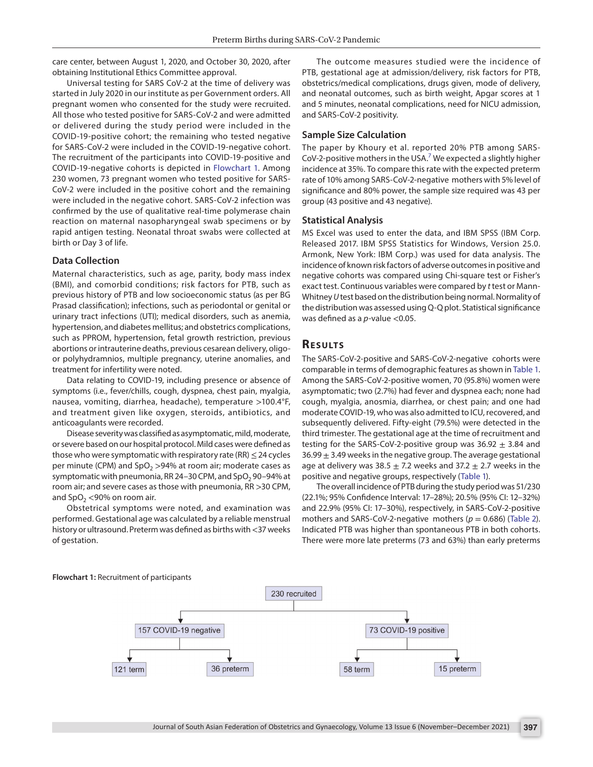care center, between August 1, 2020, and October 30, 2020, after obtaining Institutional Ethics Committee approval.

Universal testing for SARS CoV-2 at the time of delivery was started in July 2020 in our institute as per Government orders. All pregnant women who consented for the study were recruited. All those who tested positive for SARS-CoV-2 and were admitted or delivered during the study period were included in the COVID-19-positive cohort; the remaining who tested negative for SARS-CoV-2 were included in the COVID-19-negative cohort. The recruitment of the participants into COVID-19-positive and COVID-19-negative cohorts is depicted in Flowchart 1. Among 230 women, 73 pregnant women who tested positive for SARS-CoV-2 were included in the positive cohort and the remaining were included in the negative cohort. SARS-CoV-2 infection was confirmed by the use of qualitative real-time polymerase chain reaction on maternal nasopharyngeal swab specimens or by rapid antigen testing. Neonatal throat swabs were collected at birth or Day 3 of life.

### Data Collection

Maternal characteristics, such as age, parity, body mass index (BMI), and comorbid conditions; risk factors for PTB, such as previous history of PTB and low socioeconomic status (as per BG Prasad classification); infections, such as periodontal or genital or urinary tract infections (UTI); medical disorders, such as anemia, hypertension, and diabetes mellitus; and obstetrics complications, such as PPROM, hypertension, fetal growth restriction, previous abortions or intrauterine deaths, previous cesarean delivery, oligo- or polyhydramnios, multiple pregnancy, uterine anomalies, and treatment for infertility were noted.

Data relating to COVID-19, including presence or absence of symptoms (i.e., fever/chills, cough, dyspnea, chest pain, myalgia, nausea, vomiting, diarrhea, headache), temperature >100.4°F, and treatment given like oxygen, steroids, antibiotics, and anticoagulants were recorded.

Disease severity was classified as asymptomatic, mild, moderate, or severe based on our hospital protocol. Mild cases were defined as those who were symptomatic with respiratory rate (RR) ≤ 24 cycles per minute (CPM) and $SpO_2$ >94% at room air; moderate cases as symptomatic with pneumonia, RR 24–30 CPM, and $SpO_2$ 90–94% at room air; and severe cases as those with pneumonia, RR >30 CPM, and $SpO_2$ <90% on room air.

Obstetrical symptoms were noted, and examination was performed. Gestational age was calculated by a reliable menstrual history or ultrasound. Preterm was defined as births with <37 weeks of gestation.

The outcome measures studied were the incidence of PTB, gestational age at admission/delivery, risk factors for PTB, obstetrics/medical complications, drugs given, mode of delivery, and neonatal outcomes, such as birth weight, Apgar scores at 1 and 5 minutes, neonatal complications, need for NICU admission, and SARS-CoV-2 positivity.

### Sample Size Calculation

The paper by Khoury et al. reported 20% PTB among SARS-CoV-2-positive mothers in the USA.[7] We expected a slightly higher incidence at 35%. To compare this rate with the expected preterm rate of 10% among SARS-CoV-2-negative mothers with 5% level of significance and 80% power, the sample size required was 43 per group (43 positive and 43 negative).

### Statistical Analysis

MS Excel was used to enter the data, and IBM SPSS (IBM Corp. Released 2017. IBM SPSS Statistics for Windows, Version 25.0. Armonk, New York: IBM Corp.) was used for data analysis. The incidence of known risk factors of adverse outcomes in positive and negative cohorts was compared using Chi-square test or Fisher's exact test. Continuous variables were compared by *t* test or Mann-Whitney *U* test based on the distribution being normal. Normality of the distribution was assessed using Q-Q plot. Statistical significance was defined as a *p*-value <0.05.

## Results

The SARS-CoV-2-positive and SARS-CoV-2-negative cohorts were comparable in terms of demographic features as shown in Table 1. Among the SARS-CoV-2-positive women, 70 (95.8%) women were asymptomatic; two (2.7%) had fever and dyspnea each; none had cough, myalgia, anosmia, diarrhea, or chest pain; and one had moderate COVID-19, who was also admitted to ICU, recovered, and subsequently delivered. Fifty-eight (79.5%) were detected in the third trimester. The gestational age at the time of recruitment and testing for the SARS-CoV-2-positive group was 36.92 ± 3.84 and 36.99 ± 3.49 weeks in the negative group. The average gestational age at delivery was 38.5 ± 7.2 weeks and 37.2 ± 2.7 weeks in the positive and negative groups, respectively (Table 1).

The overall incidence of PTB during the study period was 51/230 (22.1%; 95% Confidence Interval: 17–28%); 20.5% (95% CI: 12–32%) and 22.9% (95% CI: 17–30%), respectively, in SARS-CoV-2-positive mothers and SARS-CoV-2-negative mothers ($p$ = 0.686) (Table 2). Indicated PTB was higher than spontaneous PTB in both cohorts. There were more late preterms (73 and 63%) than early preterms

**Flowchart 1:** Recruitment of participants

- 230 recruited
  - 157 COVID-19 negative
    - 121 term
    - 36 preterm
  - 73 COVID-19 positive
    - 58 term
    - 15 preterm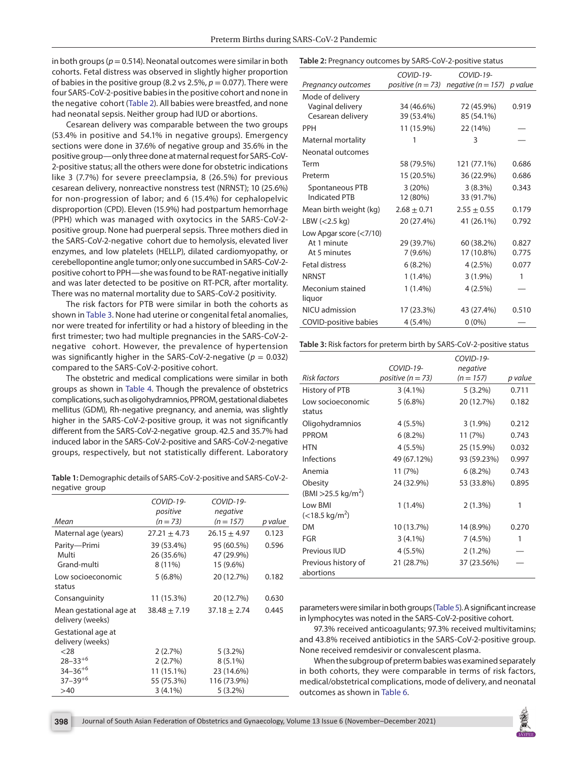in both groups ($p = 0.514$). Neonatal outcomes were similar in both cohorts. Fetal distress was observed in slightly higher proportion of babies in the positive group (8.2 vs 2.5%, $p = 0.077$). There were four SARS-CoV-2-positive babies in the positive cohort and none in the negative cohort (Table 2). All babies were breastfed, and none had neonatal sepsis. Neither group had IUD or abortions.

Cesarean delivery was comparable between the two groups (53.4% in positive and 54.1% in negative groups). Emergency sections were done in 37.6% of negative group and 35.6% in the positive group—only three done at maternal request for SARS-CoV-2-positive status; all the others were done for obstetric indications like 3 (7.7%) for severe preeclampsia, 8 (26.5%) for previous cesarean delivery, nonreactive nonstress test (NRNST); 10 (25.6%) for non-progression of labor; and 6 (15.4%) for cephalopelvic disproportion (CPD). Eleven (15.9%) had postpartum hemorrhage (PPH) which was managed with oxytocics in the SARS-CoV-2-positive group. None had puerperal sepsis. Three mothers died in the SARS-CoV-2-negative cohort due to hemolysis, elevated liver enzymes, and low platelets (HELLP), dilated cardiomyopathy, or cerebellopontine angle tumor; only one succumbed in SARS-CoV-2-positive cohort to PPH—she was found to be RAT-negative initially and was later detected to be positive on RT-PCR, after mortality. There was no maternal mortality due to SARS-CoV-2 positivity.

The risk factors for PTB were similar in both the cohorts as shown in Table 3. None had uterine or congenital fetal anomalies, nor were treated for infertility or had a history of bleeding in the first trimester; two had multiple pregnancies in the SARS-CoV-2-negative cohort. However, the prevalence of hypertension was significantly higher in the SARS-CoV-2-negative ($p = 0.032$) compared to the SARS-CoV-2-positive cohort.

The obstetric and medical complications were similar in both groups as shown in Table 4. Though the prevalence of obstetrics complications, such as oligohydramnios, PPROM, gestational diabetes mellitus (GDM), Rh-negative pregnancy, and anemia, was slightly higher in the SARS-CoV-2-positive group, it was not significantly different from the SARS-CoV-2-negative group. 42.5 and 35.7% had induced labor in the SARS-CoV-2-positive and SARS-CoV-2-negative groups, respectively, but not statistically different. Laboratory parameters were similar in both groups (Table 5). A significant increase in lymphocytes was noted in the SARS-CoV-2-positive cohort.

97.3% received anticoagulants; 97.3% received multivitamins; and 43.8% received antibiotics in the SARS-CoV-2-positive group. None received remdesivir or convalescent plasma.

When the subgroup of preterm babies was examined separately in both cohorts, they were comparable in terms of risk factors, medical/obstetrical complications, mode of delivery, and neonatal outcomes as shown in Table 6.

**Table 1:** Demographic details of SARS-CoV-2-positive and SARS-CoV-2-negative group

| *Mean* | *COVID-19-positive (n = 73)* | *COVID-19-negative (n = 157)* | *p value* |
|---|---|---|---|
| Maternal age (years) | 27.21 ± 4.73 | 26.15 ± 4.97 | 0.123 |
| Parity—Primi | 39 (53.4%) | 95 (60.5%) | 0.596 |
| Multi | 26 (35.6%) | 47 (29.9%) | |
| Grand-multi | 8 (11%) | 15 (9.6%) | |
| Low socioeconomic status | 5 (6.8%) | 20 (12.7%) | 0.182 |
| Consanguinity | 11 (15.3%) | 20 (12.7%) | 0.630 |
| Mean gestational age at delivery (weeks) | 38.48 ± 7.19 | 37.18 ± 2.74 | 0.445 |
| Gestational age at delivery (weeks) | | | |
| <28 | 2 (2.7%) | 5 (3.2%) | |
| $28–33^{+6}$ | 2 (2.7%) | 8 (5.1%) | |
| $34–36^{+6}$ | 11 (15.1%) | 23 (14.6%) | |
| $37–39^{+6}$ | 55 (75.3%) | 116 (73.9%) | |
| >40 | 3 (4.1%) | 5 (3.2%) | |

**Table 2:** Pregnancy outcomes by SARS-CoV-2-positive status

| *Pregnancy outcomes* | *COVID-19-positive (n = 73)* | *COVID-19-negative (n = 157)* | *p value* |
|---|---|---|---|
| Mode of delivery | | | |
| Vaginal delivery | 34 (46.6%) | 72 (45.9%) | 0.919 |
| Cesarean delivery | 39 (53.4%) | 85 (54.1%) | |
| PPH | 11 (15.9%) | 22 (14%) | — |
| Maternal mortality | 1 | 3 | — |
| Neonatal outcomes | | | |
| Term | 58 (79.5%) | 121 (77.1%) | 0.686 |
| Preterm | 15 (20.5%) | 36 (22.9%) | 0.686 |
| Spontaneous PTB | 3 (20%) | 3 (8.3%) | 0.343 |
| Indicated PTB | 12 (80%) | 33 (91.7%) | |
| Mean birth weight (kg) | 2.68 ± 0.71 | 2.55 ± 0.55 | 0.179 |
| LBW (<2.5 kg) | 20 (27.4%) | 41 (26.1%) | 0.792 |
| Low Apgar score (<7/10) | | | |
| At 1 minute | 29 (39.7%) | 60 (38.2%) | 0.827 |
| At 5 minutes | 7 (9.6%) | 17 (10.8%) | 0.775 |
| Fetal distress | 6 (8.2%) | 4 (2.5%) | 0.077 |
| NRNST | 1 (1.4%) | 3 (1.9%) | 1 |
| Meconium stained liquor | 1 (1.4%) | 4 (2.5%) | — |
| NICU admission | 17 (23.3%) | 43 (27.4%) | 0.510 |
| COVID-positive babies | 4 (5.4%) | 0 (0%) | — |

**Table 3:** Risk factors for preterm birth by SARS-CoV-2-positive status

| *Risk factors* | *COVID-19-positive (n = 73)* | *COVID-19-negative (n = 157)* | *p value* |
|---|---|---|---|
| History of PTB | 3 (4.1%) | 5 (3.2%) | 0.711 |
| Low socioeconomic status | 5 (6.8%) | 20 (12.7%) | 0.182 |
| Oligohydramnios | 4 (5.5%) | 3 (1.9%) | 0.212 |
| PPROM | 6 (8.2%) | 11 (7%) | 0.743 |
| HTN | 4 (5.5%) | 25 (15.9%) | 0.032 |
| Infections | 49 (67.12%) | 93 (59.23%) | 0.997 |
| Anemia | 11 (7%) | 6 (8.2%) | 0.743 |
| Obesity (BMI >25.5 kg/m$^2$) | 24 (32.9%) | 53 (33.8%) | 0.895 |
| Low BMI (<18.5 kg/m$^2$) | 1 (1.4%) | 2 (1.3%) | 1 |
| DM | 10 (13.7%) | 14 (8.9%) | 0.270 |
| FGR | 3 (4.1%) | 7 (4.5%) | 1 |
| Previous IUD | 4 (5.5%) | 2 (1.2%) | — |
| Previous history of abortions | 21 (28.7%) | 37 (23.56%) | — |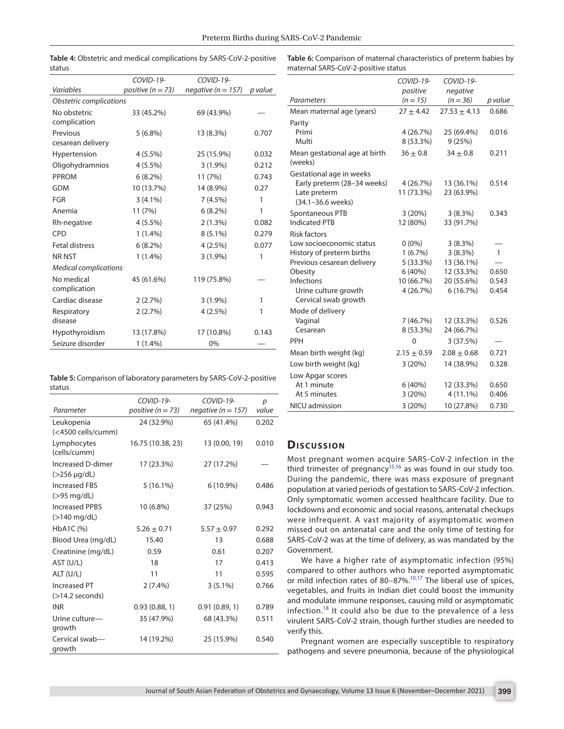**Table 4:** Obstetric and medical complications by SARS-CoV-2-positive status

| *Variables* | *COVID-19-positive (n = 73)* | *COVID-19-negative (n = 157)* | *p value* |
|---|---|---|---|
| *Obstetric complications* | | | |
| No obstetric complication | 33 (45.2%) | 69 (43.9%) | — |
| Previous cesarean delivery | 5 (6.8%) | 13 (8.3%) | 0.707 |
| Hypertension | 4 (5.5%) | 25 (15.9%) | 0.032 |
| Oligohydramnios | 4 (5.5%) | 3 (1.9%) | 0.212 |
| PPROM | 6 (8.2%) | 11 (7%) | 0.743 |
| GDM | 10 (13.7%) | 14 (8.9%) | 0.27 |
| FGR | 3 (4.1%) | 7 (4.5%) | 1 |
| Anemia | 11 (7%) | 6 (8.2%) | 1 |
| Rh-negative | 4 (5.5%) | 2 (1.3%) | 0.082 |
| CPD | 1 (1.4%) | 8 (5.1%) | 0.279 |
| Fetal distress | 6 (8.2%) | 4 (2.5%) | 0.077 |
| NR NST | 1 (1.4%) | 3 (1.9%) | 1 |
| *Medical complications* | | | |
| No medical complication | 45 (61.6%) | 119 (75.8%) | — |
| Cardiac disease | 2 (2.7%) | 3 (1.9%) | 1 |
| Respiratory disease | 2 (2.7%) | 4 (2.5%) | 1 |
| Hypothyroidism | 13 (17.8%) | 17 (10.8%) | 0.143 |
| Seizure disorder | 1 (1.4%) | 0% | — |

**Table 5:** Comparison of laboratory parameters by SARS-CoV-2-positive status

| *Parameter* | *COVID-19-positive (n = 73)* | *COVID-19-negative (n = 157)* | *p value* |
|---|---|---|---|
| Leukopenia (<4500 cells/cumm) | 24 (32.9%) | 65 (41.4%) | 0.202 |
| Lymphocytes (cells/cumm) | 16.75 (10.38, 23) | 13 (0.00, 19) | 0.010 |
| Increased D-dimer (>256 μg/dL) | 17 (23.3%) | 27 (17.2%) | — |
| Increased FBS (>95 mg/dL) | 5 (16.1%) | 6 (10.9%) | 0.486 |
| Increased PPBS (>140 mg/dL) | 10 (6.8%) | 37 (25%) | 0.943 |
| HbA1C (%) | $5.26 \pm 0.71$ | $5.57 \pm 0.97$ | 0.292 |
| Blood Urea (mg/dL) | 15.40 | 13 | 0.688 |
| Creatinine (mg/dL) | 0.59 | 0.61 | 0.207 |
| AST (U/L) | 18 | 17 | 0.413 |
| ALT (U/L) | 11 | 11 | 0.595 |
| Increased PT (>14.2 seconds) | 2 (7.4%) | 3 (5.1%) | 0.766 |
| INR | 0.93 (0.88, 1) | 0.91 (0.89, 1) | 0.789 |
| Urine culture—growth | 35 (47.9%) | 68 (43.3%) | 0.511 |
| Cervical swab—growth | 14 (19.2%) | 25 (15.9%) | 0.540 |

**Table 6:** Comparison of maternal characteristics of preterm babies by maternal SARS-CoV-2-positive status

| *Parameters* | *COVID-19-positive (n = 15)* | *COVID-19-negative (n = 36)* | *p value* |
|---|---|---|---|
| Mean maternal age (years) | $27 \pm 4.42$ | $27.53 \pm 4.13$ | 0.686 |
| Parity | | | |
| Primi | 4 (26.7%) | 25 (69.4%) | 0.016 |
| Multi | 8 (53.3%) | 9 (25%) | |
| Mean gestational age at birth (weeks) | $36 \pm 0.8$ | $34 \pm 0.8$ | 0.211 |
| Gestational age in weeks | | | |
| Early preterm (28–34 weeks) | 4 (26.7%) | 13 (36.1%) | 0.514 |
| Late preterm (34.1–36.6 weeks) | 11 (73.3%) | 23 (63.9%) | |
| Spontaneous PTB | 3 (20%) | 3 (8.3%) | 0.343 |
| Indicated PTB | 12 (80%) | 33 (91.7%) | |
| Risk factors | | | |
| Low socioeconomic status | 0 (0%) | 3 (8.3%) | — |
| History of preterm births | 1 (6.7%) | 3 (8.3%) | 1 |
| Previous cesarean delivery | 5 (33.3%) | 13 (36.1%) | — |
| Obesity | 6 (40%) | 12 (33.3%) | 0.650 |
| Infections | 10 (66.7%) | 20 (55.6%) | 0.543 |
| Urine culture growth | 4 (26.7%) | 6 (16.7%) | 0.454 |
| Cervical swab growth | | | |
| Mode of delivery | | | |
| Vaginal | 7 (46.7%) | 12 (33.3%) | 0.526 |
| Cesarean | 8 (53.3%) | 24 (66.7%) | |
| PPH | 0 | 3 (37.5%) | — |
| Mean birth weight (kg) | $2.15 \pm 0.59$ | $2.08 \pm 0.68$ | 0.721 |
| Low birth weight (kg) | 3 (20%) | 14 (38.9%) | 0.328 |
| Low Apgar scores | | | |
| At 1 minute | 6 (40%) | 12 (33.3%) | 0.650 |
| At 5 minutes | 3 (20%) | 4 (11.1%) | 0.406 |
| NICU admission | 3 (20%) | 10 (27.8%) | 0.730 |

## Discussion

Most pregnant women acquire SARS-CoV-2 infection in the third trimester of pregnancy[15,16] as was found in our study too. During the pandemic, there was mass exposure of pregnant population at varied periods of gestation to SARS-CoV-2 infection. Only symptomatic women accessed healthcare facility. Due to lockdowns and economic and social reasons, antenatal checkups were infrequent. A vast majority of asymptomatic women missed out on antenatal care and the only time of testing for SARS-CoV-2 was at the time of delivery, as was mandated by the Government.

We have a higher rate of asymptomatic infection (95%) compared to other authors who have reported asymptomatic or mild infection rates of 80–87%.[10,17] The liberal use of spices, vegetables, and fruits in Indian diet could boost the immunity and modulate immune responses, causing mild or asymptomatic infection.[18] It could also be due to the prevalence of a less virulent SARS-CoV-2 strain, though further studies are needed to verify this.

Pregnant women are especially susceptible to respiratory pathogens and severe pneumonia, because of the physiological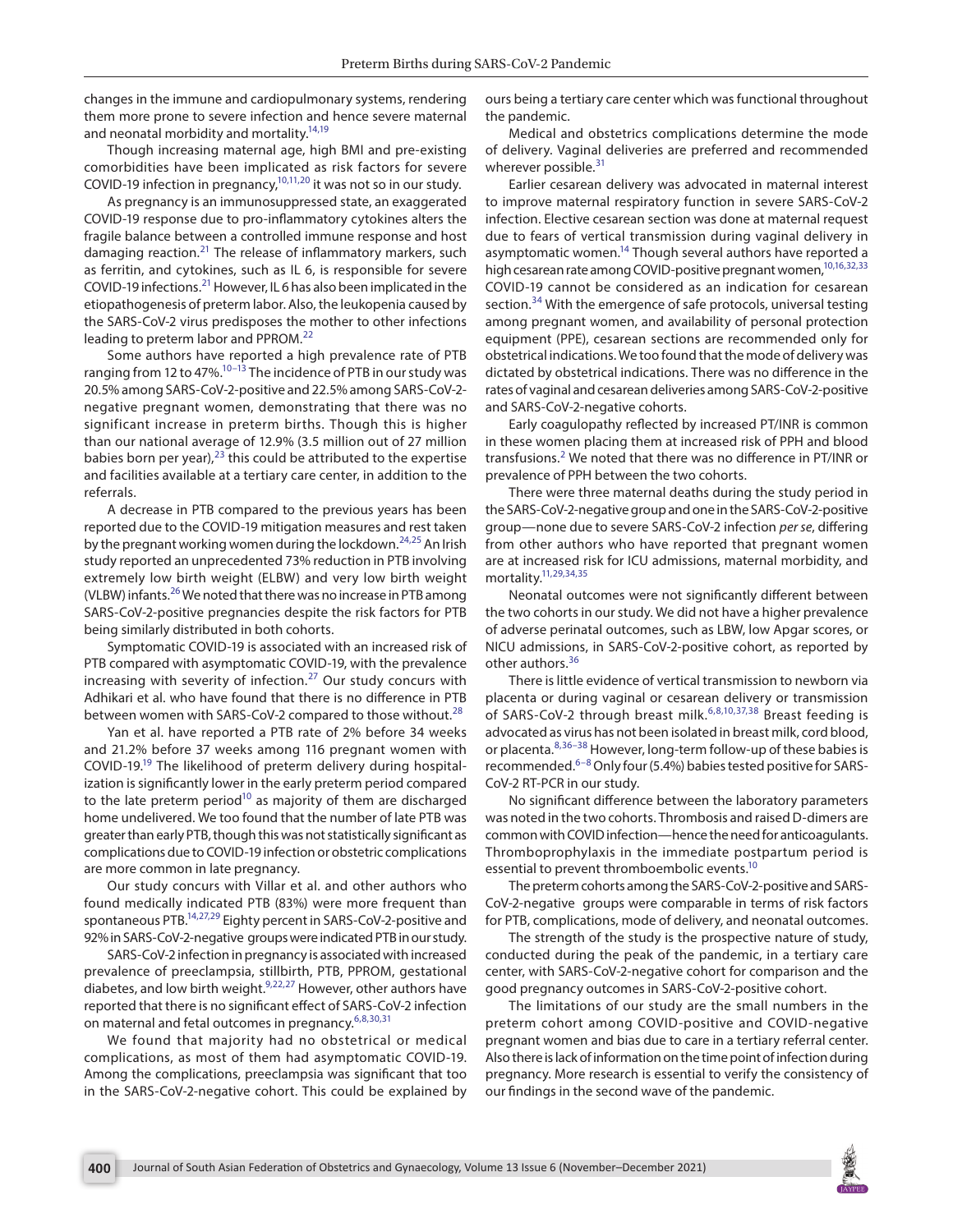changes in the immune and cardiopulmonary systems, rendering them more prone to severe infection and hence severe maternal and neonatal morbidity and mortality.[14,19]

Though increasing maternal age, high BMI and pre-existing comorbidities have been implicated as risk factors for severe COVID-19 infection in pregnancy,[10,11,20] it was not so in our study.

As pregnancy is an immunosuppressed state, an exaggerated COVID-19 response due to pro-inflammatory cytokines alters the fragile balance between a controlled immune response and host damaging reaction.[21] The release of inflammatory markers, such as ferritin, and cytokines, such as IL 6, is responsible for severe COVID-19 infections.[21] However, IL 6 has also been implicated in the etiopathogenesis of preterm labor. Also, the leukopenia caused by the SARS-CoV-2 virus predisposes the mother to other infections leading to preterm labor and PPROM.[22]

Some authors have reported a high prevalence rate of PTB ranging from 12 to 47%.[10–13] The incidence of PTB in our study was 20.5% among SARS-CoV-2-positive and 22.5% among SARS-CoV-2-negative pregnant women, demonstrating that there was no significant increase in preterm births. Though this is higher than our national average of 12.9% (3.5 million out of 27 million babies born per year),[23] this could be attributed to the expertise and facilities available at a tertiary care center, in addition to the referrals.

A decrease in PTB compared to the previous years has been reported due to the COVID-19 mitigation measures and rest taken by the pregnant working women during the lockdown.[24,25] An Irish study reported an unprecedented 73% reduction in PTB involving extremely low birth weight (ELBW) and very low birth weight (VLBW) infants.[26] We noted that there was no increase in PTB among SARS-CoV-2-positive pregnancies despite the risk factors for PTB being similarly distributed in both cohorts.

Symptomatic COVID-19 is associated with an increased risk of PTB compared with asymptomatic COVID-19, with the prevalence increasing with severity of infection.[27] Our study concurs with Adhikari et al. who have found that there is no difference in PTB between women with SARS-CoV-2 compared to those without.[28]

Yan et al. have reported a PTB rate of 2% before 34 weeks and 21.2% before 37 weeks among 116 pregnant women with COVID-19.[19] The likelihood of preterm delivery during hospitalization is significantly lower in the early preterm period compared to the late preterm period[10] as majority of them are discharged home undelivered. We too found that the number of late PTB was greater than early PTB, though this was not statistically significant as complications due to COVID-19 infection or obstetric complications are more common in late pregnancy.

Our study concurs with Villar et al. and other authors who found medically indicated PTB (83%) were more frequent than spontaneous PTB.[14,27,29] Eighty percent in SARS-CoV-2-positive and 92% in SARS-CoV-2-negative groups were indicated PTB in our study.

SARS-CoV-2 infection in pregnancy is associated with increased prevalence of preeclampsia, stillbirth, PTB, PPROM, gestational diabetes, and low birth weight.[9,22,27] However, other authors have reported that there is no significant effect of SARS-CoV-2 infection on maternal and fetal outcomes in pregnancy.[6,8,30,31]

We found that majority had no obstetrical or medical complications, as most of them had asymptomatic COVID-19. Among the complications, preeclampsia was significant that too in the SARS-CoV-2-negative cohort. This could be explained by ours being a tertiary care center which was functional throughout the pandemic.

Medical and obstetrics complications determine the mode of delivery. Vaginal deliveries are preferred and recommended wherever possible.[31]

Earlier cesarean delivery was advocated in maternal interest to improve maternal respiratory function in severe SARS-CoV-2 infection. Elective cesarean section was done at maternal request due to fears of vertical transmission during vaginal delivery in asymptomatic women.[14] Though several authors have reported a high cesarean rate among COVID-positive pregnant women,[10,16,32,33] COVID-19 cannot be considered as an indication for cesarean section.[34] With the emergence of safe protocols, universal testing among pregnant women, and availability of personal protection equipment (PPE), cesarean sections are recommended only for obstetrical indications. We too found that the mode of delivery was dictated by obstetrical indications. There was no difference in the rates of vaginal and cesarean deliveries among SARS-CoV-2-positive and SARS-CoV-2-negative cohorts.

Early coagulopathy reflected by increased PT/INR is common in these women placing them at increased risk of PPH and blood transfusions.[2] We noted that there was no difference in PT/INR or prevalence of PPH between the two cohorts.

There were three maternal deaths during the study period in the SARS-CoV-2-negative group and one in the SARS-CoV-2-positive group—none due to severe SARS-CoV-2 infection *per se*, differing from other authors who have reported that pregnant women are at increased risk for ICU admissions, maternal morbidity, and mortality.[11,29,34,35]

Neonatal outcomes were not significantly different between the two cohorts in our study. We did not have a higher prevalence of adverse perinatal outcomes, such as LBW, low Apgar scores, or NICU admissions, in SARS-CoV-2-positive cohort, as reported by other authors.[36]

There is little evidence of vertical transmission to newborn via placenta or during vaginal or cesarean delivery or transmission of SARS-CoV-2 through breast milk.[6,8,10,37,38] Breast feeding is advocated as virus has not been isolated in breast milk, cord blood, or placenta.[8,36–38] However, long-term follow-up of these babies is recommended.[6–8] Only four (5.4%) babies tested positive for SARS-CoV-2 RT-PCR in our study.

No significant difference between the laboratory parameters was noted in the two cohorts. Thrombosis and raised D-dimers are common with COVID infection—hence the need for anticoagulants. Thromboprophylaxis in the immediate postpartum period is essential to prevent thromboembolic events.[10]

The preterm cohorts among the SARS-CoV-2-positive and SARS-CoV-2-negative groups were comparable in terms of risk factors for PTB, complications, mode of delivery, and neonatal outcomes.

The strength of the study is the prospective nature of study, conducted during the peak of the pandemic, in a tertiary care center, with SARS-CoV-2-negative cohort for comparison and the good pregnancy outcomes in SARS-CoV-2-positive cohort.

The limitations of our study are the small numbers in the preterm cohort among COVID-positive and COVID-negative pregnant women and bias due to care in a tertiary referral center. Also there is lack of information on the time point of infection during pregnancy. More research is essential to verify the consistency of our findings in the second wave of the pandemic.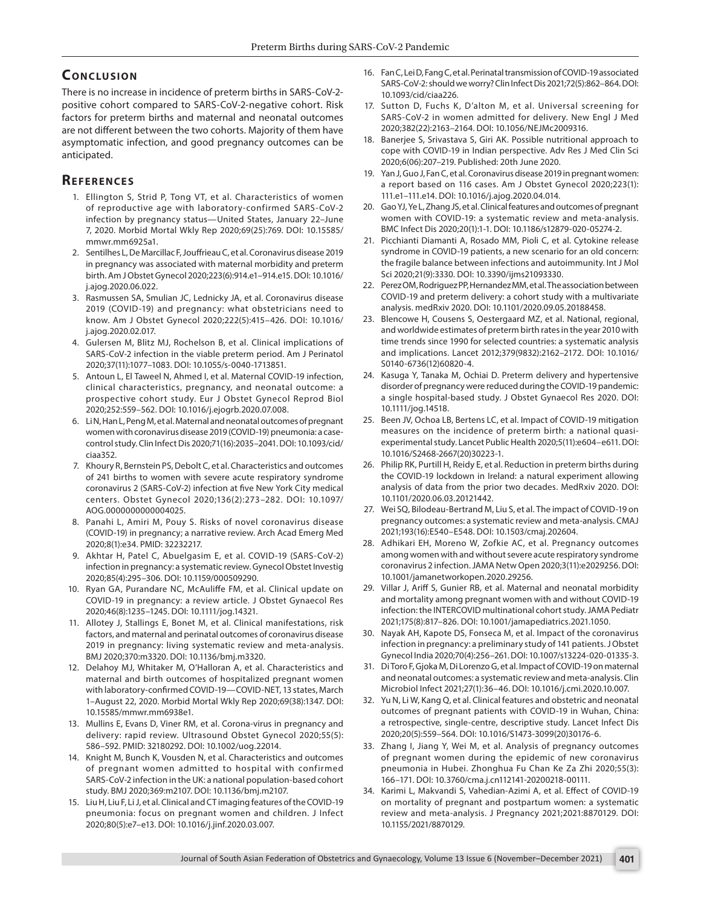## Conclusion

There is no increase in incidence of preterm births in SARS-CoV-2-positive cohort compared to SARS-CoV-2-negative cohort. Risk factors for preterm births and maternal and neonatal outcomes are not different between the two cohorts. Majority of them have asymptomatic infection, and good pregnancy outcomes can be anticipated.

## References

1. Ellington S, Strid P, Tong VT, et al. Characteristics of women of reproductive age with laboratory-confirmed SARS-CoV-2 infection by pregnancy status—United States, January 22–June 7, 2020. Morbid Mortal Wkly Rep 2020;69(25):769. DOI: 10.15585/mmwr.mm6925a1.
2. Sentilhes L, De Marcillac F, Jouffrieau C, et al. Coronavirus disease 2019 in pregnancy was associated with maternal morbidity and preterm birth. Am J Obstet Gynecol 2020;223(6):914.e1–914.e15. DOI: 10.1016/j.ajog.2020.06.022.
3. Rasmussen SA, Smulian JC, Lednicky JA, et al. Coronavirus disease 2019 (COVID-19) and pregnancy: what obstetricians need to know. Am J Obstet Gynecol 2020;222(5):415–426. DOI: 10.1016/j.ajog.2020.02.017.
4. Gulersen M, Blitz MJ, Rochelson B, et al. Clinical implications of SARS-CoV-2 infection in the viable preterm period. Am J Perinatol 2020;37(11):1077–1083. DOI: 10.1055/s-0040-1713851.
5. Antoun L, El Taweel N, Ahmed I, et al. Maternal COVID-19 infection, clinical characteristics, pregnancy, and neonatal outcome: a prospective cohort study. Eur J Obstet Gynecol Reprod Biol 2020;252:559–562. DOI: 10.1016/j.ejogrb.2020.07.008.
6. Li N, Han L, Peng M, et al. Maternal and neonatal outcomes of pregnant women with coronavirus disease 2019 (COVID-19) pneumonia: a case-control study. Clin Infect Dis 2020;71(16):2035–2041. DOI: 10.1093/cid/ciaa352.
7. Khoury R, Bernstein PS, Debolt C, et al. Characteristics and outcomes of 241 births to women with severe acute respiratory syndrome coronavirus 2 (SARS-CoV-2) infection at five New York City medical centers. Obstet Gynecol 2020;136(2):273–282. DOI: 10.1097/AOG.0000000000004025.
8. Panahi L, Amiri M, Pouy S. Risks of novel coronavirus disease (COVID-19) in pregnancy; a narrative review. Arch Acad Emerg Med 2020;8(1):e34. PMID: 32232217.
9. Akhtar H, Patel C, Abuelgasim E, et al. COVID-19 (SARS-CoV-2) infection in pregnancy: a systematic review. Gynecol Obstet Investig 2020;85(4):295–306. DOI: 10.1159/000509290.
10. Ryan GA, Purandare NC, McAuliffe FM, et al. Clinical update on COVID-19 in pregnancy: a review article. J Obstet Gynaecol Res 2020;46(8):1235–1245. DOI: 10.1111/jog.14321.
11. Allotey J, Stallings E, Bonet M, et al. Clinical manifestations, risk factors, and maternal and perinatal outcomes of coronavirus disease 2019 in pregnancy: living systematic review and meta-analysis. BMJ 2020;370:m3320. DOI: 10.1136/bmj.m3320.
12. Delahoy MJ, Whitaker M, O'Halloran A, et al. Characteristics and maternal and birth outcomes of hospitalized pregnant women with laboratory-confirmed COVID-19—COVID-NET, 13 states, March 1–August 22, 2020. Morbid Mortal Wkly Rep 2020;69(38):1347. DOI: 10.15585/mmwr.mm6938e1.
13. Mullins E, Evans D, Viner RM, et al. Corona-virus in pregnancy and delivery: rapid review. Ultrasound Obstet Gynecol 2020;55(5): 586–592. PMID: 32180292. DOI: 10.1002/uog.22014.
14. Knight M, Bunch K, Vousden N, et al. Characteristics and outcomes of pregnant women admitted to hospital with confirmed SARS-CoV-2 infection in the UK: a national population-based cohort study. BMJ 2020;369:m2107. DOI: 10.1136/bmj.m2107.
15. Liu H, Liu F, Li J, et al. Clinical and CT imaging features of the COVID-19 pneumonia: focus on pregnant women and children. J Infect 2020;80(5):e7–e13. DOI: 10.1016/j.jinf.2020.03.007.
16. Fan C, Lei D, Fang C, et al. Perinatal transmission of COVID-19 associated SARS-CoV-2: should we worry? Clin Infect Dis 2021;72(5):862–864. DOI: 10.1093/cid/ciaa226.
17. Sutton D, Fuchs K, D'alton M, et al. Universal screening for SARS-CoV-2 in women admitted for delivery. New Engl J Med 2020;382(22):2163–2164. DOI: 10.1056/NEJMc2009316.
18. Banerjee S, Srivastava S, Giri AK. Possible nutritional approach to cope with COVID-19 in Indian perspective. Adv Res J Med Clin Sci 2020;6(06):207–219. Published: 20th June 2020.
19. Yan J, Guo J, Fan C, et al. Coronavirus disease 2019 in pregnant women: a report based on 116 cases. Am J Obstet Gynecol 2020;223(1): 111.e1–111.e14. DOI: 10.1016/j.ajog.2020.04.014.
20. Gao YJ, Ye L, Zhang JS, et al. Clinical features and outcomes of pregnant women with COVID-19: a systematic review and meta-analysis. BMC Infect Dis 2020;20(1):1-1. DOI: 10.1186/s12879-020-05274-2.
21. Picchianti Diamanti A, Rosado MM, Pioli C, et al. Cytokine release syndrome in COVID-19 patients, a new scenario for an old concern: the fragile balance between infections and autoimmunity. Int J Mol Sci 2020;21(9):3330. DOI: 10.3390/ijms21093330.
22. Perez OM, Rodriguez PP, Hernandez MM, et al. The association between COVID-19 and preterm delivery: a cohort study with a multivariate analysis. medRxiv 2020. DOI: 10.1101/2020.09.05.20188458.
23. Blencowe H, Cousens S, Oestergaard MZ, et al. National, regional, and worldwide estimates of preterm birth rates in the year 2010 with time trends since 1990 for selected countries: a systematic analysis and implications. Lancet 2012;379(9832):2162–2172. DOI: 10.1016/S0140-6736(12)60820-4.
24. Kasuga Y, Tanaka M, Ochiai D. Preterm delivery and hypertensive disorder of pregnancy were reduced during the COVID-19 pandemic: a single hospital-based study. J Obstet Gynaecol Res 2020. DOI: 10.1111/jog.14518.
25. Been JV, Ochoa LB, Bertens LC, et al. Impact of COVID-19 mitigation measures on the incidence of preterm birth: a national quasi-experimental study. Lancet Public Health 2020;5(11):e604–e611. DOI: 10.1016/S2468-2667(20)30223-1.
26. Philip RK, Purtill H, Reidy E, et al. Reduction in preterm births during the COVID-19 lockdown in Ireland: a natural experiment allowing analysis of data from the prior two decades. MedRxiv 2020. DOI: 10.1101/2020.06.03.20121442.
27. Wei SQ, Bilodeau-Bertrand M, Liu S, et al. The impact of COVID-19 on pregnancy outcomes: a systematic review and meta-analysis. CMAJ 2021;193(16):E540–E548. DOI: 10.1503/cmaj.202604.
28. Adhikari EH, Moreno W, Zofkie AC, et al. Pregnancy outcomes among women with and without severe acute respiratory syndrome coronavirus 2 infection. JAMA Netw Open 2020;3(11):e2029256. DOI: 10.1001/jamanetworkopen.2020.29256.
29. Villar J, Ariff S, Gunier RB, et al. Maternal and neonatal morbidity and mortality among pregnant women with and without COVID-19 infection: the INTERCOVID multinational cohort study. JAMA Pediatr 2021;175(8):817–826. DOI: 10.1001/jamapediatrics.2021.1050.
30. Nayak AH, Kapote DS, Fonseca M, et al. Impact of the coronavirus infection in pregnancy: a preliminary study of 141 patients. J Obstet Gynecol India 2020;70(4):256–261. DOI: 10.1007/s13224-020-01335-3.
31. Di Toro F, Gjoka M, Di Lorenzo G, et al. Impact of COVID-19 on maternal and neonatal outcomes: a systematic review and meta-analysis. Clin Microbiol Infect 2021;27(1):36–46. DOI: 10.1016/j.cmi.2020.10.007.
32. Yu N, Li W, Kang Q, et al. Clinical features and obstetric and neonatal outcomes of pregnant patients with COVID-19 in Wuhan, China: a retrospective, single-centre, descriptive study. Lancet Infect Dis 2020;20(5):559–564. DOI: 10.1016/S1473-3099(20)30176-6.
33. Zhang I, Jiang Y, Wei M, et al. Analysis of pregnancy outcomes of pregnant women during the epidemic of new coronavirus pneumonia in Hubei. Zhonghua Fu Chan Ke Za Zhi 2020;55(3): 166–171. DOI: 10.3760/cma.j.cn112141-20200218-00111.
34. Karimi L, Makvandi S, Vahedian-Azimi A, et al. Effect of COVID-19 on mortality of pregnant and postpartum women: a systematic review and meta-analysis. J Pregnancy 2021;2021:8870129. DOI: 10.1155/2021/8870129.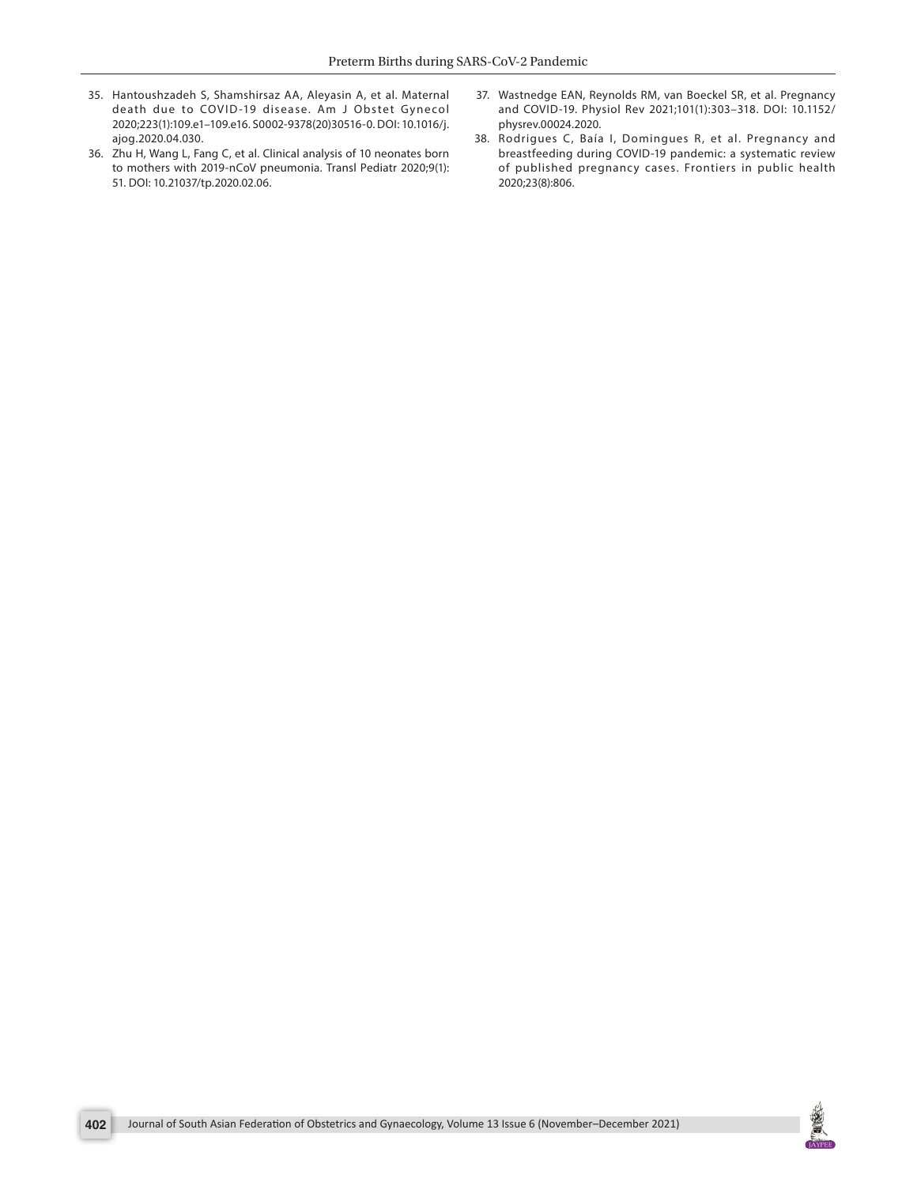35. Hantoushzadeh S, Shamshirsaz AA, Aleyasin A, et al. Maternal death due to COVID-19 disease. Am J Obstet Gynecol 2020;223(1):109.e1–109.e16. S0002-9378(20)30516-0. DOI: 10.1016/j.ajog.2020.04.030.
36. Zhu H, Wang L, Fang C, et al. Clinical analysis of 10 neonates born to mothers with 2019-nCoV pneumonia. Transl Pediatr 2020;9(1): 51. DOI: 10.21037/tp.2020.02.06.
37. Wastnedge EAN, Reynolds RM, van Boeckel SR, et al. Pregnancy and COVID-19. Physiol Rev 2021;101(1):303–318. DOI: 10.1152/physrev.00024.2020.
38. Rodrigues C, Baía I, Domingues R, et al. Pregnancy and breastfeeding during COVID-19 pandemic: a systematic review of published pregnancy cases. Frontiers in public health 2020;23(8):806.